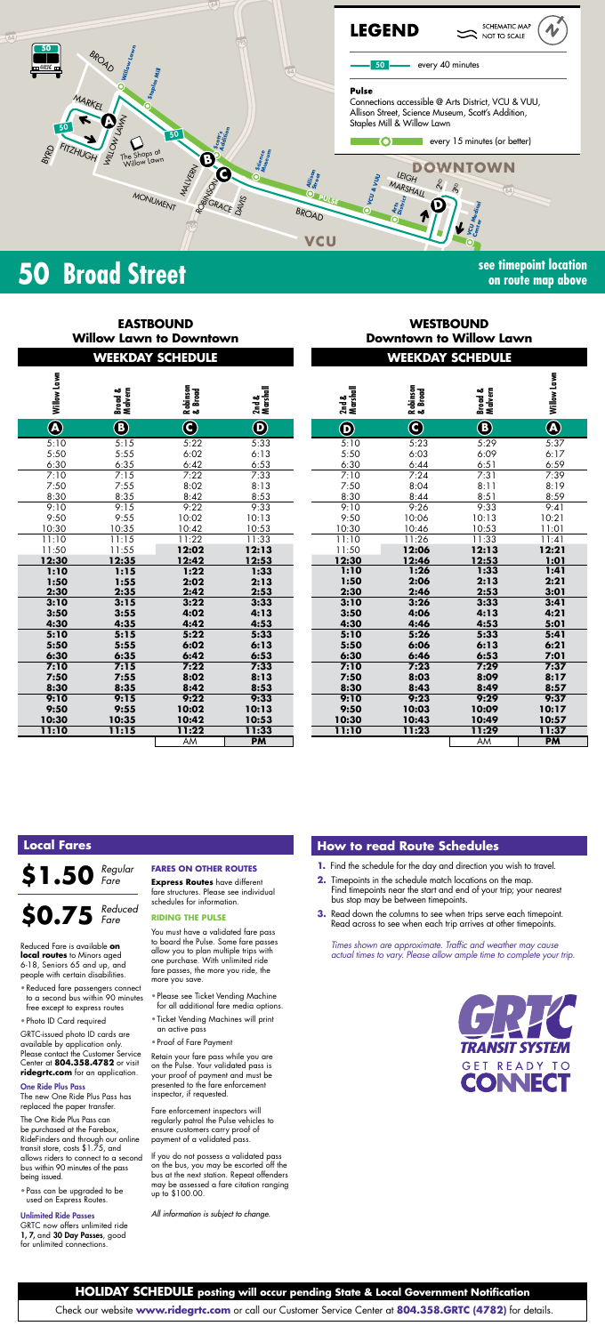# 50 Broad Street

**LEGEND**

SCHEMATIC MAP NOT TO SCALE

50 — every 40 minutes

**Pulse**

Connections accessible @ Arts District, VCU & VUU, Allison Street, Science Museum, Scott's Addition, Staples Mill & Willow Lawn

every 15 minutes (or better)

see timepoint location on route map above

## EASTBOUND Willow Lawn to Downtown

### WEEKDAY SCHEDULE

| Willow Lawn | Broad & Malvern | Robinson & Broad | 2nd & Marshall |
|---|---|---|---|
| A | B | C | D |
| 5:10 | 5:15 | 5:22 | 5:33 |
| 5:50 | 5:55 | 6:02 | 6:13 |
| 6:30 | 6:35 | 6:42 | 6:53 |
| 7:10 | 7:15 | 7:22 | 7:33 |
| 7:50 | 7:55 | 8:02 | 8:13 |
| 8:30 | 8:35 | 8:42 | 8:53 |
| 9:10 | 9:15 | 9:22 | 9:33 |
| 9:50 | 9:55 | 10:02 | 10:13 |
| 10:30 | 10:35 | 10:42 | 10:53 |
| 11:10 | 11:15 | 11:22 | 11:33 |
| 11:50 | 11:55 | **12:02** | **12:13** |
| **12:30** | **12:35** | **12:42** | **12:53** |
| **1:10** | **1:15** | **1:22** | **1:33** |
| **1:50** | **1:55** | **2:02** | **2:13** |
| **2:30** | **2:35** | **2:42** | **2:53** |
| **3:10** | **3:15** | **3:22** | **3:33** |
| **3:50** | **3:55** | **4:02** | **4:13** |
| **4:30** | **4:35** | **4:42** | **4:53** |
| **5:10** | **5:15** | **5:22** | **5:33** |
| **5:50** | **5:55** | **6:02** | **6:13** |
| **6:30** | **6:35** | **6:42** | **6:53** |
| **7:10** | **7:15** | **7:22** | **7:33** |
| **7:50** | **7:55** | **8:02** | **8:13** |
| **8:30** | **8:35** | **8:42** | **8:53** |
| **9:10** | **9:15** | **9:22** | **9:33** |
| **9:50** | **9:55** | **10:02** | **10:13** |
| **10:30** | **10:35** | **10:42** | **10:53** |
| **11:10** | **11:15** | **11:22** | **11:33** |
| | | AM | **PM** |

## WESTBOUND Downtown to Willow Lawn

### WEEKDAY SCHEDULE

| 2nd & Marshall | Robinson & Broad | Broad & Malvern | Willow Lawn |
|---|---|---|---|
| D | C | B | A |
| 5:10 | 5:23 | 5:29 | 5:37 |
| 5:50 | 6:03 | 6:09 | 6:17 |
| 6:30 | 6:44 | 6:51 | 6:59 |
| 7:10 | 7:24 | 7:31 | 7:39 |
| 7:50 | 8:04 | 8:11 | 8:19 |
| 8:30 | 8:44 | 8:51 | 8:59 |
| 9:10 | 9:26 | 9:33 | 9:41 |
| 9:50 | 10:06 | 10:13 | 10:21 |
| 10:30 | 10:46 | 10:53 | 11:01 |
| 11:10 | 11:26 | 11:33 | 11:41 |
| 11:50 | **12:06** | **12:13** | **12:21** |
| **12:30** | **12:46** | **12:53** | **1:01** |
| **1:10** | **1:26** | **1:33** | **1:41** |
| **1:50** | **2:06** | **2:13** | **2:21** |
| **2:30** | **2:46** | **2:53** | **3:01** |
| **3:10** | **3:26** | **3:33** | **3:41** |
| **3:50** | **4:06** | **4:13** | **4:21** |
| **4:30** | **4:46** | **4:53** | **5:01** |
| **5:10** | **5:26** | **5:33** | **5:41** |
| **5:50** | **6:06** | **6:13** | **6:21** |
| **6:30** | **6:46** | **6:53** | **7:01** |
| **7:10** | **7:23** | **7:29** | **7:37** |
| **7:50** | **8:03** | **8:09** | **8:17** |
| **8:30** | **8:43** | **8:49** | **8:57** |
| **9:10** | **9:23** | **9:29** | **9:37** |
| **9:50** | **10:03** | **10:09** | **10:17** |
| **10:30** | **10:43** | **10:49** | **10:57** |
| **11:10** | **11:23** | **11:29** | **11:37** |
| | | AM | **PM** |

## Local Fares

**$1.50** *Regular Fare*

**$0.75** *Reduced Fare*

Reduced Fare is available **on local routes** to Minors aged 6-18, Seniors 65 and up, and people with certain disabilities.

- Reduced fare passengers connect to a second bus within 90 minutes free except to express routes
- Photo ID Card required

GRTC-issued photo ID cards are available by application only. Please contact the Customer Service Center at **804.358.4782** or visit **ridegrtc.com** for an application.

**One Ride Plus Pass**

The new One Ride Plus Pass has replaced the paper transfer.

The One Ride Plus Pass can be purchased at the Farebox, RideFinders and through our online transit store, costs $1.75, and allows riders to connect to a second bus within 90 minutes of the pass being issued.

- Pass can be upgraded to be used on Express Routes.

**Unlimited Ride Passes**

GRTC now offers unlimited ride **1, 7,** and **30 Day Passes**, good for unlimited connections.

**FARES ON OTHER ROUTES**

**Express Routes** have different fare structures. Please see individual schedules for information.

**RIDING THE PULSE**

You must have a validated fare pass to board the Pulse. Some fare passes allow you to plan multiple trips with one purchase. With unlimited ride fare passes, the more you ride, the more you save.

- Please see Ticket Vending Machine for all additional fare media options.
- Ticket Vending Machines will print an active pass
- Proof of Fare Payment

Retain your fare pass while you are on the Pulse. Your validated pass is your proof of payment and must be presented to the fare enforcement inspector, if requested.

Fare enforcement inspectors will regularly patrol the Pulse vehicles to ensure customers carry proof of payment of a validated pass.

If you do not possess a validated pass on the bus, you may be escorted off the bus at the next station. Repeat offenders may be assessed a fare citation ranging up to $100.00.

*All information is subject to change.*

## How to read Route Schedules

1. Find the schedule for the day and direction you wish to travel.
2. Timepoints in the schedule match locations on the map. Find timepoints near the start and end of your trip; your nearest bus stop may be between timepoints.
3. Read down the columns to see when trips serve each timepoint. Read across to see when each trip arrives at other timepoints.

*Times shown are approximate. Traffic and weather may cause actual times to vary. Please allow ample time to complete your trip.*

GRTC TRANSIT SYSTEM — GET READY TO CONNECT

**HOLIDAY SCHEDULE posting will occur pending State & Local Government Notification**

Check our website **www.ridegrtc.com** or call our Customer Service Center at **804.358.GRTC (4782)** for details.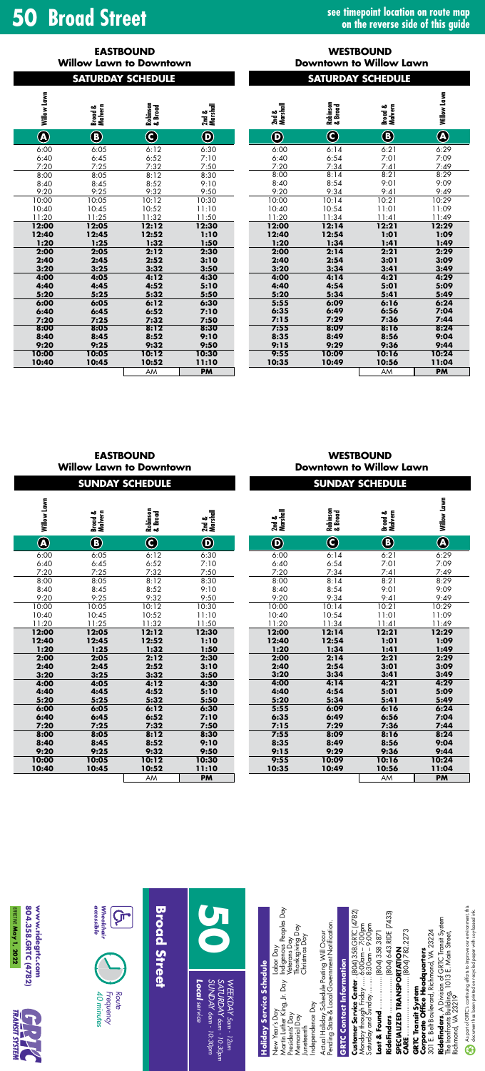# 50 Broad Street

see timepoint location on route map on the reverse side of this guide

## EASTBOUND Willow Lawn to Downtown

### SATURDAY SCHEDULE

| Willow Lawn (A) | Broad & Malvern (B) | Robinson & Broad (C) | 2nd & Marshall (D) |
|---|---|---|---|
| 6:00 | 6:05 | 6:12 | 6:30 |
| 6:40 | 6:45 | 6:52 | 7:10 |
| 7:20 | 7:25 | 7:32 | 7:50 |
| 8:00 | 8:05 | 8:12 | 8:30 |
| 8:40 | 8:45 | 8:52 | 9:10 |
| 9:20 | 9:25 | 9:32 | 9:50 |
| 10:00 | 10:05 | 10:12 | 10:30 |
| 10:40 | 10:45 | 10:52 | 11:10 |
| 11:20 | 11:25 | 11:32 | 11:50 |
| **12:00** | **12:05** | **12:12** | **12:30** |
| **12:40** | **12:45** | **12:52** | **1:10** |
| **1:20** | **1:25** | **1:32** | **1:50** |
| **2:00** | **2:05** | **2:12** | **2:30** |
| **2:40** | **2:45** | **2:52** | **3:10** |
| **3:20** | **3:25** | **3:32** | **3:50** |
| **4:00** | **4:05** | **4:12** | **4:30** |
| **4:40** | **4:45** | **4:52** | **5:10** |
| **5:20** | **5:25** | **5:32** | **5:50** |
| **6:00** | **6:05** | **6:12** | **6:30** |
| **6:40** | **6:45** | **6:52** | **7:10** |
| **7:20** | **7:25** | **7:32** | **7:50** |
| **8:00** | **8:05** | **8:12** | **8:30** |
| **8:40** | **8:45** | **8:52** | **9:10** |
| **9:20** | **9:25** | **9:32** | **9:50** |
| **10:00** | **10:05** | **10:12** | **10:30** |
| **10:40** | **10:45** | **10:52** | **11:10** |

AM **PM**

## WESTBOUND Downtown to Willow Lawn

### SATURDAY SCHEDULE

| 2nd & Marshall (D) | Robinson & Broad (C) | Broad & Malvern (B) | Willow Lawn (A) |
|---|---|---|---|
| 6:00 | 6:14 | 6:21 | 6:29 |
| 6:40 | 6:54 | 7:01 | 7:09 |
| 7:20 | 7:34 | 7:41 | 7:49 |
| 8:00 | 8:14 | 8:21 | 8:29 |
| 8:40 | 8:54 | 9:01 | 9:09 |
| 9:20 | 9:34 | 9:41 | 9:49 |
| 10:00 | 10:14 | 10:21 | 10:29 |
| 10:40 | 10:54 | 11:01 | 11:09 |
| 11:20 | 11:34 | 11:41 | 11:49 |
| **12:00** | **12:14** | **12:21** | **12:29** |
| **12:40** | **12:54** | **1:01** | **1:09** |
| **1:20** | **1:34** | **1:41** | **1:49** |
| **2:00** | **2:14** | **2:21** | **2:29** |
| **2:40** | **2:54** | **3:01** | **3:09** |
| **3:20** | **3:34** | **3:41** | **3:49** |
| **4:00** | **4:14** | **4:21** | **4:29** |
| **4:40** | **4:54** | **5:01** | **5:09** |
| **5:20** | **5:34** | **5:41** | **5:49** |
| **5:55** | **6:09** | **6:16** | **6:24** |
| **6:35** | **6:49** | **6:56** | **7:04** |
| **7:15** | **7:29** | **7:36** | **7:44** |
| **7:55** | **8:09** | **8:16** | **8:24** |
| **8:35** | **8:49** | **8:56** | **9:04** |
| **9:15** | **9:29** | **9:36** | **9:44** |
| **9:55** | **10:09** | **10:16** | **10:24** |
| **10:35** | **10:49** | **10:56** | **11:04** |

AM **PM**

## EASTBOUND Willow Lawn to Downtown

### SUNDAY SCHEDULE

| Willow Lawn (A) | Broad & Malvern (B) | Robinson & Broad (C) | 2nd & Marshall (D) |
|---|---|---|---|
| 6:00 | 6:05 | 6:12 | 6:30 |
| 6:40 | 6:45 | 6:52 | 7:10 |
| 7:20 | 7:25 | 7:32 | 7:50 |
| 8:00 | 8:05 | 8:12 | 8:30 |
| 8:40 | 8:45 | 8:52 | 9:10 |
| 9:20 | 9:25 | 9:32 | 9:50 |
| 10:00 | 10:05 | 10:12 | 10:30 |
| 10:40 | 10:45 | 10:52 | 11:10 |
| 11:20 | 11:25 | 11:32 | 11:50 |
| **12:00** | **12:05** | **12:12** | **12:30** |
| **12:40** | **12:45** | **12:52** | **1:10** |
| **1:20** | **1:25** | **1:32** | **1:50** |
| **2:00** | **2:05** | **2:12** | **2:30** |
| **2:40** | **2:45** | **2:52** | **3:10** |
| **3:20** | **3:25** | **3:32** | **3:50** |
| **4:00** | **4:05** | **4:12** | **4:30** |
| **4:40** | **4:45** | **4:52** | **5:10** |
| **5:20** | **5:25** | **5:32** | **5:50** |
| **6:00** | **6:05** | **6:12** | **6:30** |
| **6:40** | **6:45** | **6:52** | **7:10** |
| **7:20** | **7:25** | **7:32** | **7:50** |
| **8:00** | **8:05** | **8:12** | **8:30** |
| **8:40** | **8:45** | **8:52** | **9:10** |
| **9:20** | **9:25** | **9:32** | **9:50** |
| **10:00** | **10:05** | **10:12** | **10:30** |
| **10:40** | **10:45** | **10:52** | **11:10** |

AM **PM**

## WESTBOUND Downtown to Willow Lawn

### SUNDAY SCHEDULE

| 2nd & Marshall (D) | Robinson & Broad (C) | Broad & Malvern (B) | Willow Lawn (A) |
|---|---|---|---|
| 6:00 | 6:14 | 6:21 | 6:29 |
| 6:40 | 6:54 | 7:01 | 7:09 |
| 7:20 | 7:34 | 7:41 | 7:49 |
| 8:00 | 8:14 | 8:21 | 8:29 |
| 8:40 | 8:54 | 9:01 | 9:09 |
| 9:20 | 9:34 | 9:41 | 9:49 |
| 10:00 | 10:14 | 10:21 | 10:29 |
| 10:40 | 10:54 | 11:01 | 11:09 |
| 11:20 | 11:34 | 11:41 | 11:49 |
| **12:00** | **12:14** | **12:21** | **12:29** |
| **12:40** | **12:54** | **1:01** | **1:09** |
| **1:20** | **1:34** | **1:41** | **1:49** |
| **2:00** | **2:14** | **2:21** | **2:29** |
| **2:40** | **2:54** | **3:01** | **3:09** |
| **3:20** | **3:34** | **3:41** | **3:49** |
| **4:00** | **4:14** | **4:21** | **4:29** |
| **4:40** | **4:54** | **5:01** | **5:09** |
| **5:20** | **5:34** | **5:41** | **5:49** |
| **5:55** | **6:09** | **6:16** | **6:24** |
| **6:35** | **6:49** | **6:56** | **7:04** |
| **7:15** | **7:29** | **7:36** | **7:44** |
| **7:55** | **8:09** | **8:16** | **8:24** |
| **8:35** | **8:49** | **8:56** | **9:04** |
| **9:15** | **9:29** | **9:36** | **9:44** |
| **9:55** | **10:09** | **10:16** | **10:24** |
| **10:35** | **10:49** | **10:56** | **11:04** |

AM **PM**

**www.ridegrtc.com**
**804.358.GRTC (4782)**

EFFECTIVE **May 1, 2022**

GRTC TRANSIT SYSTEM

Wheelchair accessible

Route Frequency *40 minutes*

# Broad Street

# 50

WEEKDAY *5am - 12am*
SATURDAY *6am - 10:30pm*
SUNDAY *6am - 10:30pm*

***Local*** *service*

### Holiday Service Schedule

New Year's Day
Martin Luther King, Jr. Day
Presidents' Day
Memorial Day
Juneteenth
Independence Day
Labor Day
Indigenous Peoples Day
Veterans Day
Thanksgiving Day
Christmas Day

Actual Holiday Schedule Posting Will Occur Pending State & Local Government Notification.

### GRTC Contact Information

**Customer Service Center**..(804) 358.GRTC (4782)
Monday through Friday.... 6:00am – 7:00pm
Saturday and Sunday....... 8:30am – 5:00pm

**Lost & Found** .................. (804) 358.3871

**RideFinders**................... (804) 643.RIDE (7433)

**SPECIALIZED TRANSPORTATION**
**CARE**.......................................(804) 782.2273

**GRTC Transit System**
**Corporate Office Headquarters**
301 E. Belt Boulevard, Richmond, VA 23224

**RideFinders**, A Division of GRTC Transit System
The Ironfronts Building, 1013 E. Main Street, Richmond, VA 23219

As part of GRTC's continuing efforts to improve our environment, this document has been printed on recycled paper with soy-based ink.